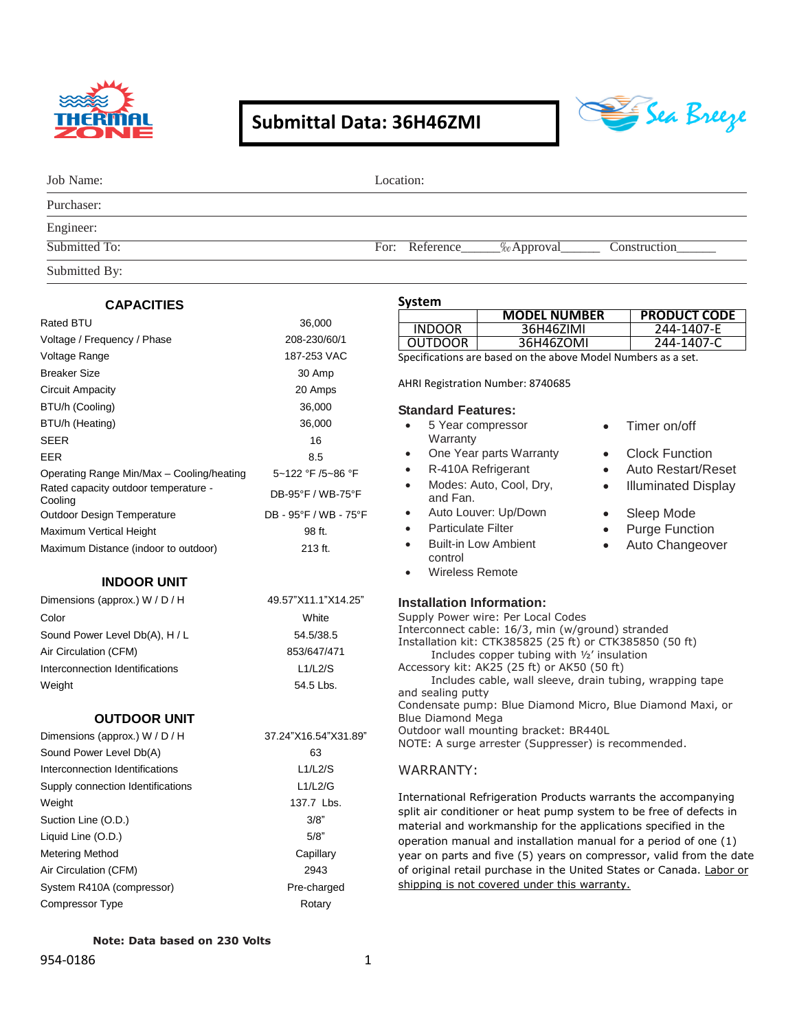# Submittal Data: 36H46ZMI

Job Name: Location:

Purchaser:

Engineer:

Submitted To: For: Reference______ ‰Approval______ Construction______

Submitted By:

## CAPACITIES

| | |
|---|---|
| Rated BTU | 36,000 |
| Voltage / Frequency / Phase | 208-230/60/1 |
| Voltage Range | 187-253 VAC |
| Breaker Size | 30 Amp |
| Circuit Ampacity | 20 Amps |
| BTU/h (Cooling) | 36,000 |
| BTU/h (Heating) | 36,000 |
| SEER | 16 |
| EER | 8.5 |
| Operating Range Min/Max – Cooling/heating | 5~122 °F /5~86 °F |
| Rated capacity outdoor temperature - Cooling | DB-95°F / WB-75°F |
| Outdoor Design Temperature | DB - 95°F / WB - 75°F |
| Maximum Vertical Height | 98 ft. |
| Maximum Distance (indoor to outdoor) | 213 ft. |

## INDOOR UNIT

| | |
|---|---|
| Dimensions (approx.) W / D / H | 49.57"X11.1"X14.25" |
| Color | White |
| Sound Power Level Db(A), H / L | 54.5/38.5 |
| Air Circulation (CFM) | 853/647/471 |
| Interconnection Identifications | L1/L2/S |
| Weight | 54.5 Lbs. |

## OUTDOOR UNIT

| | |
|---|---|
| Dimensions (approx.) W / D / H | 37.24"X16.54"X31.89" |
| Sound Power Level Db(A) | 63 |
| Interconnection Identifications | L1/L2/S |
| Supply connection Identifications | L1/L2/G |
| Weight | 137.7 Lbs. |
| Suction Line (O.D.) | 3/8" |
| Liquid Line (O.D.) | 5/8" |
| Metering Method | Capillary |
| Air Circulation (CFM) | 2943 |
| System R410A (compressor) | Pre-charged |
| Compressor Type | Rotary |

**Note: Data based on 230 Volts**

## System

| | MODEL NUMBER | PRODUCT CODE |
|---|---|---|
| INDOOR | 36H46ZIMI | 244-1407-E |
| OUTDOOR | 36H46ZOMI | 244-1407-C |

Specifications are based on the above Model Numbers as a set.

AHRI Registration Number: 8740685

### Standard Features:

- 5 Year compressor Warranty
- One Year parts Warranty
- R-410A Refrigerant
- Modes: Auto, Cool, Dry, and Fan.
- Auto Louver: Up/Down
- Particulate Filter
- Built-in Low Ambient control
- Wireless Remote
- Timer on/off
- Clock Function
- Auto Restart/Reset
- Illuminated Display
- Sleep Mode
- Purge Function
- Auto Changeover

### Installation Information:

Supply Power wire: Per Local Codes
Interconnect cable: 16/3, min (w/ground) stranded
Installation kit: CTK385825 (25 ft) or CTK385850 (50 ft)
Includes copper tubing with ½' insulation
Accessory kit: AK25 (25 ft) or AK50 (50 ft)
Includes cable, wall sleeve, drain tubing, wrapping tape and sealing putty
Condensate pump: Blue Diamond Micro, Blue Diamond Maxi, or Blue Diamond Mega
Outdoor wall mounting bracket: BR440L
NOTE: A surge arrester (Suppresser) is recommended.

### WARRANTY:

International Refrigeration Products warrants the accompanying split air conditioner or heat pump system to be free of defects in material and workmanship for the applications specified in the operation manual and installation manual for a period of one (1) year on parts and five (5) years on compressor, valid from the date of original retail purchase in the United States or Canada. Labor or shipping is not covered under this warranty.

954-0186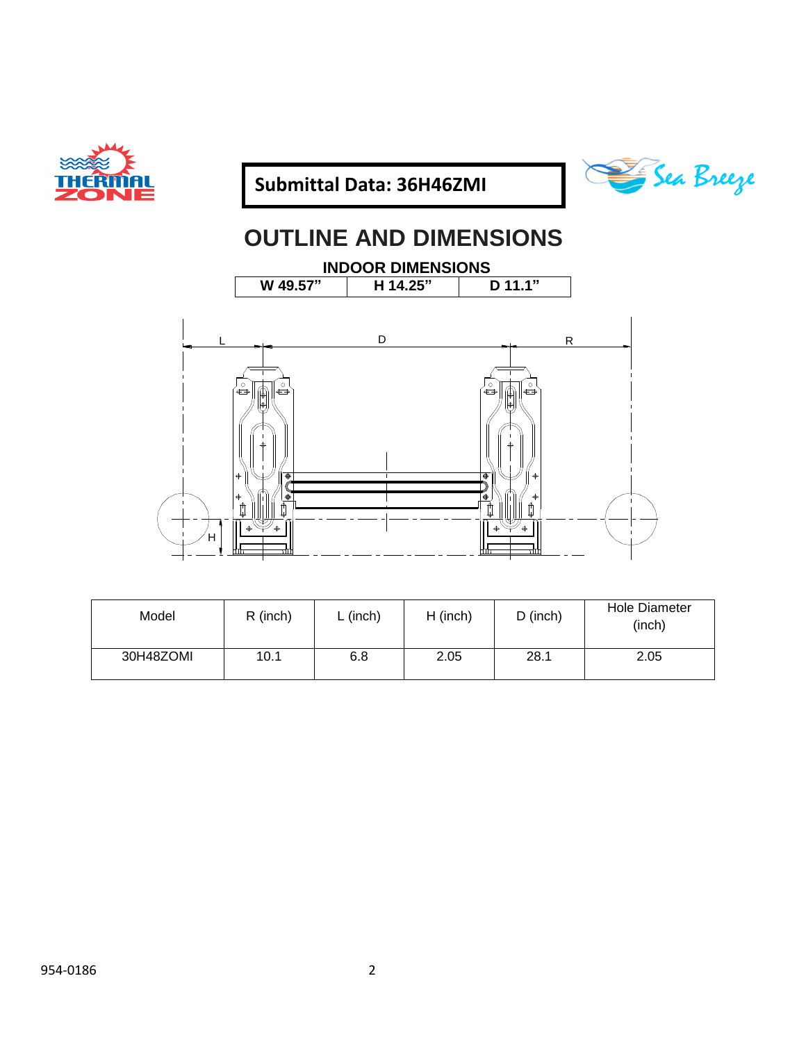**Submittal Data: 36H46ZMI**

# OUTLINE AND DIMENSIONS

## INDOOR DIMENSIONS

| W 49.57" | H 14.25" | D 11.1" |
|---|---|---|

L
D
R
H

| Model | R (inch) | L (inch) | H (inch) | D (inch) | Hole Diameter (inch) |
|---|---|---|---|---|---|
| 30H48ZOMI | 10.1 | 6.8 | 2.05 | 28.1 | 2.05 |

954-0186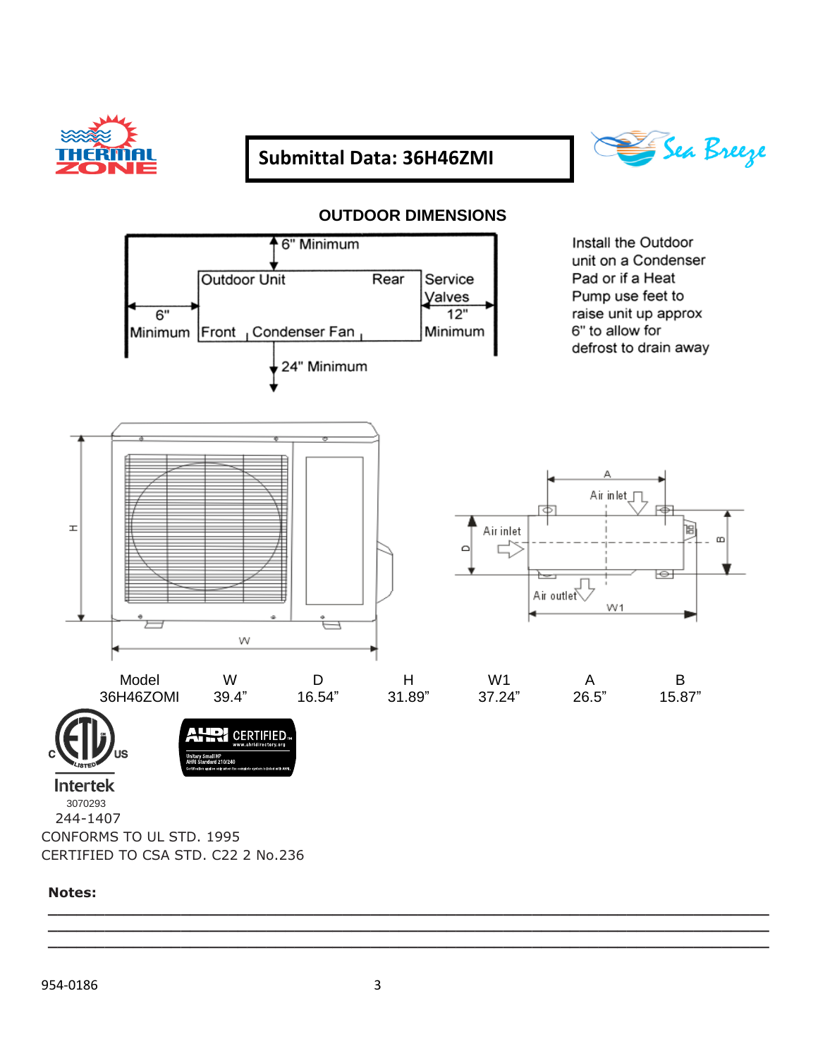# Submittal Data: 36H46ZMI

## OUTDOOR DIMENSIONS

6" Minimum

Outdoor Unit

Rear

Service Valves

12" Minimum

6" Minimum

Front

Condenser Fan

24" Minimum

Install the Outdoor unit on a Condenser Pad or if a Heat Pump use feet to raise unit up approx 6" to allow for defrost to drain away

H

W

A

Air inlet

Air inlet

D

B

Air outlet

W1

| Model | W | D | H | W1 | A | B |
|---|---|---|---|---|---|---|
| 36H46ZOMI | 39.4" | 16.54" | 31.89" | 37.24" | 26.5" | 15.87" |

C ETL US LISTED

Intertek

3070293

244-1407

AHRI CERTIFIED www.ahridirectory.org

Unitary Small HP

AHRI Standard 210/240

CONFORMS TO UL STD. 1995

CERTIFIED TO CSA STD. C22 2 No.236

**Notes:**

954-0186